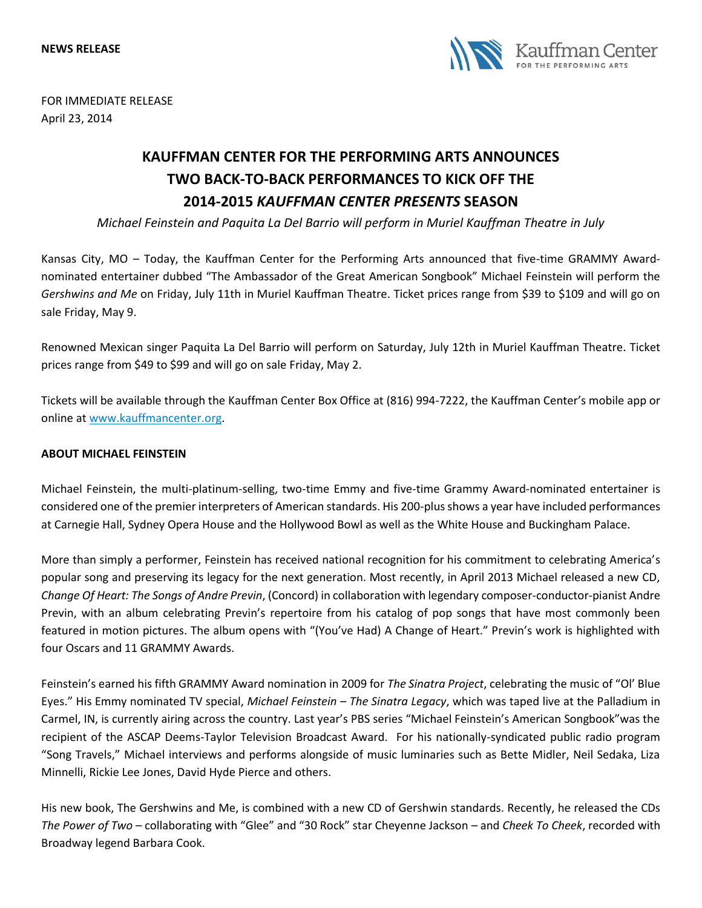**NEWS RELEASE**

Kauffman Center
FOR THE PERFORMING ARTS

FOR IMMEDIATE RELEASE
April 23, 2014

# KAUFFMAN CENTER FOR THE PERFORMING ARTS ANNOUNCES TWO BACK-TO-BACK PERFORMANCES TO KICK OFF THE 2014-2015 *KAUFFMAN CENTER PRESENTS* SEASON

*Michael Feinstein and Paquita La Del Barrio will perform in Muriel Kauffman Theatre in July*

Kansas City, MO – Today, the Kauffman Center for the Performing Arts announced that five-time GRAMMY Award-nominated entertainer dubbed "The Ambassador of the Great American Songbook" Michael Feinstein will perform the *Gershwins and Me* on Friday, July 11th in Muriel Kauffman Theatre. Ticket prices range from $39 to $109 and will go on sale Friday, May 9.

Renowned Mexican singer Paquita La Del Barrio will perform on Saturday, July 12th in Muriel Kauffman Theatre. Ticket prices range from $49 to $99 and will go on sale Friday, May 2.

Tickets will be available through the Kauffman Center Box Office at (816) 994-7222, the Kauffman Center's mobile app or online at www.kauffmancenter.org.

**ABOUT MICHAEL FEINSTEIN**

Michael Feinstein, the multi-platinum-selling, two-time Emmy and five-time Grammy Award-nominated entertainer is considered one of the premier interpreters of American standards. His 200-plus shows a year have included performances at Carnegie Hall, Sydney Opera House and the Hollywood Bowl as well as the White House and Buckingham Palace.

More than simply a performer, Feinstein has received national recognition for his commitment to celebrating America's popular song and preserving its legacy for the next generation. Most recently, in April 2013 Michael released a new CD, *Change Of Heart: The Songs of Andre Previn*, (Concord) in collaboration with legendary composer-conductor-pianist Andre Previn, with an album celebrating Previn's repertoire from his catalog of pop songs that have most commonly been featured in motion pictures. The album opens with "(You've Had) A Change of Heart." Previn's work is highlighted with four Oscars and 11 GRAMMY Awards.

Feinstein's earned his fifth GRAMMY Award nomination in 2009 for *The Sinatra Project*, celebrating the music of "Ol' Blue Eyes." His Emmy nominated TV special, *Michael Feinstein – The Sinatra Legacy*, which was taped live at the Palladium in Carmel, IN, is currently airing across the country. Last year's PBS series "Michael Feinstein's American Songbook"was the recipient of the ASCAP Deems-Taylor Television Broadcast Award. For his nationally-syndicated public radio program "Song Travels," Michael interviews and performs alongside of music luminaries such as Bette Midler, Neil Sedaka, Liza Minnelli, Rickie Lee Jones, David Hyde Pierce and others.

His new book, The Gershwins and Me, is combined with a new CD of Gershwin standards. Recently, he released the CDs *The Power of Two* – collaborating with "Glee" and "30 Rock" star Cheyenne Jackson – and *Cheek To Cheek*, recorded with Broadway legend Barbara Cook.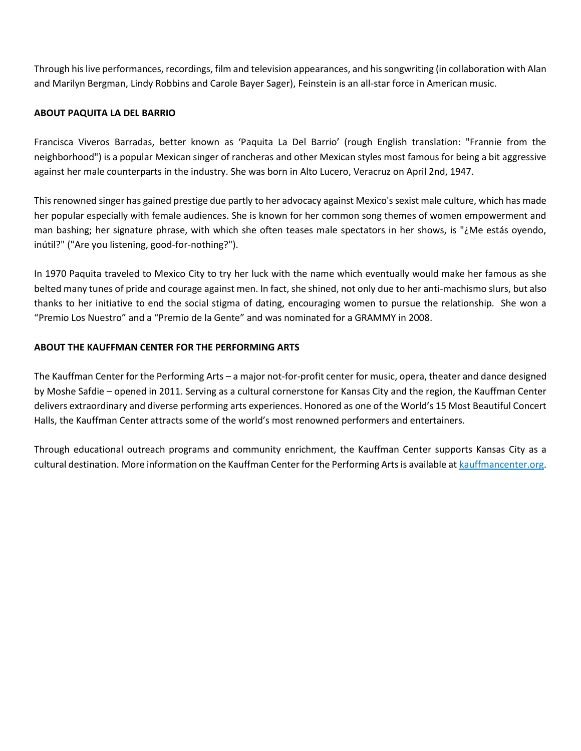Through his live performances, recordings, film and television appearances, and his songwriting (in collaboration with Alan and Marilyn Bergman, Lindy Robbins and Carole Bayer Sager), Feinstein is an all-star force in American music.

**ABOUT PAQUITA LA DEL BARRIO**

Francisca Viveros Barradas, better known as 'Paquita La Del Barrio' (rough English translation: "Frannie from the neighborhood") is a popular Mexican singer of rancheras and other Mexican styles most famous for being a bit aggressive against her male counterparts in the industry. She was born in Alto Lucero, Veracruz on April 2nd, 1947.

This renowned singer has gained prestige due partly to her advocacy against Mexico's sexist male culture, which has made her popular especially with female audiences. She is known for her common song themes of women empowerment and man bashing; her signature phrase, with which she often teases male spectators in her shows, is "¿Me estás oyendo, inútil?" ("Are you listening, good-for-nothing?").

In 1970 Paquita traveled to Mexico City to try her luck with the name which eventually would make her famous as she belted many tunes of pride and courage against men. In fact, she shined, not only due to her anti-machismo slurs, but also thanks to her initiative to end the social stigma of dating, encouraging women to pursue the relationship. She won a "Premio Los Nuestro" and a "Premio de la Gente" and was nominated for a GRAMMY in 2008.

**ABOUT THE KAUFFMAN CENTER FOR THE PERFORMING ARTS**

The Kauffman Center for the Performing Arts – a major not-for-profit center for music, opera, theater and dance designed by Moshe Safdie – opened in 2011. Serving as a cultural cornerstone for Kansas City and the region, the Kauffman Center delivers extraordinary and diverse performing arts experiences. Honored as one of the World's 15 Most Beautiful Concert Halls, the Kauffman Center attracts some of the world's most renowned performers and entertainers.

Through educational outreach programs and community enrichment, the Kauffman Center supports Kansas City as a cultural destination. More information on the Kauffman Center for the Performing Arts is available at [kauffmancenter.org](http://kauffmancenter.org).